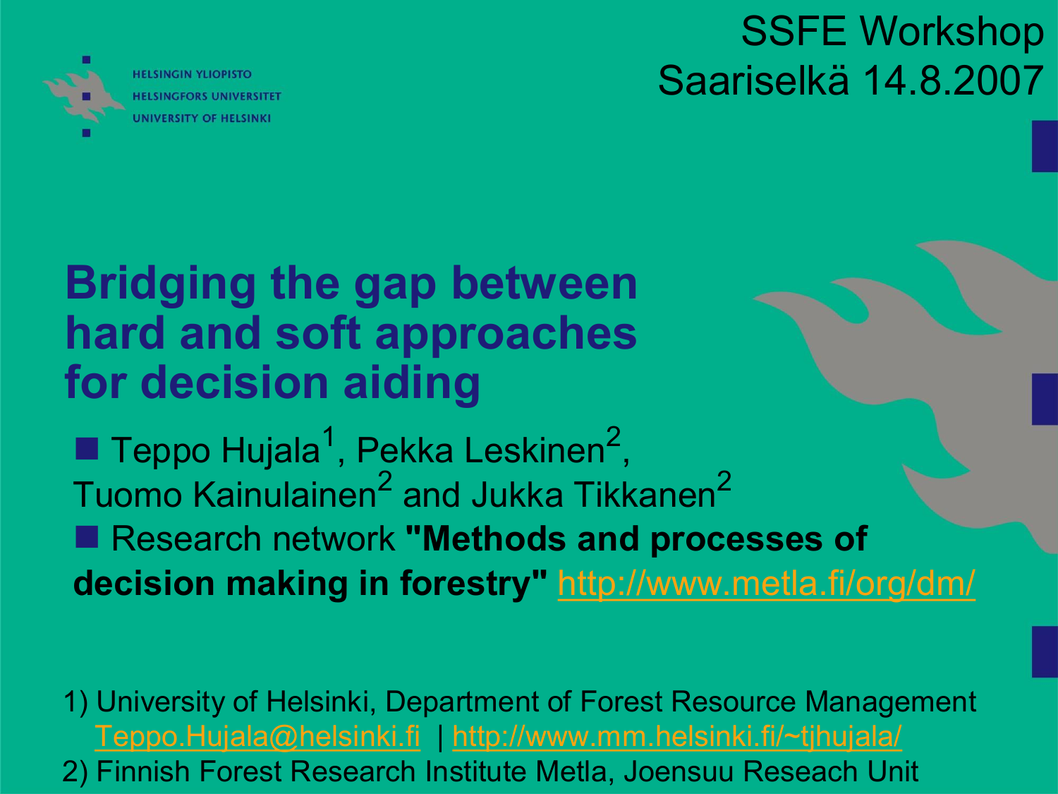HELSINGIN YLIOPISTO
HELSINGFORS UNIVERSITET
UNIVERSITY OF HELSINKI

SSFE Workshop
Saariselkä 14.8.2007

# Bridging the gap between hard and soft approaches for decision aiding

- Teppo Hujala[1], Pekka Leskinen[2], Tuomo Kainulainen[2] and Jukka Tikkanen[2]
- Research network **"Methods and processes of decision making in forestry"** http://www.metla.fi/org/dm/

1) University of Helsinki, Department of Forest Resource Management
   Teppo.Hujala@helsinki.fi | http://www.mm.helsinki.fi/~tjhujala/

2) Finnish Forest Research Institute Metla, Joensuu Reseach Unit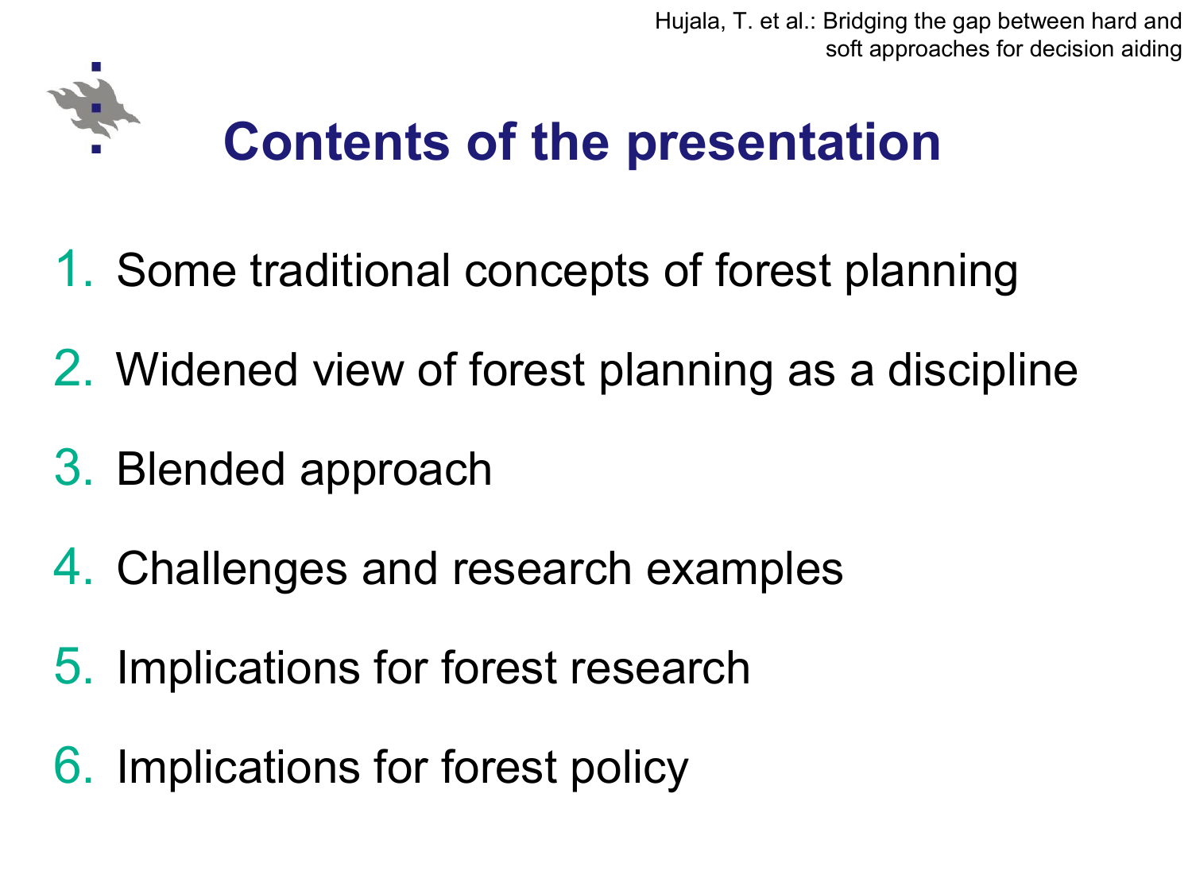# Contents of the presentation

1. Some traditional concepts of forest planning
2. Widened view of forest planning as a discipline
3. Blended approach
4. Challenges and research examples
5. Implications for forest research
6. Implications for forest policy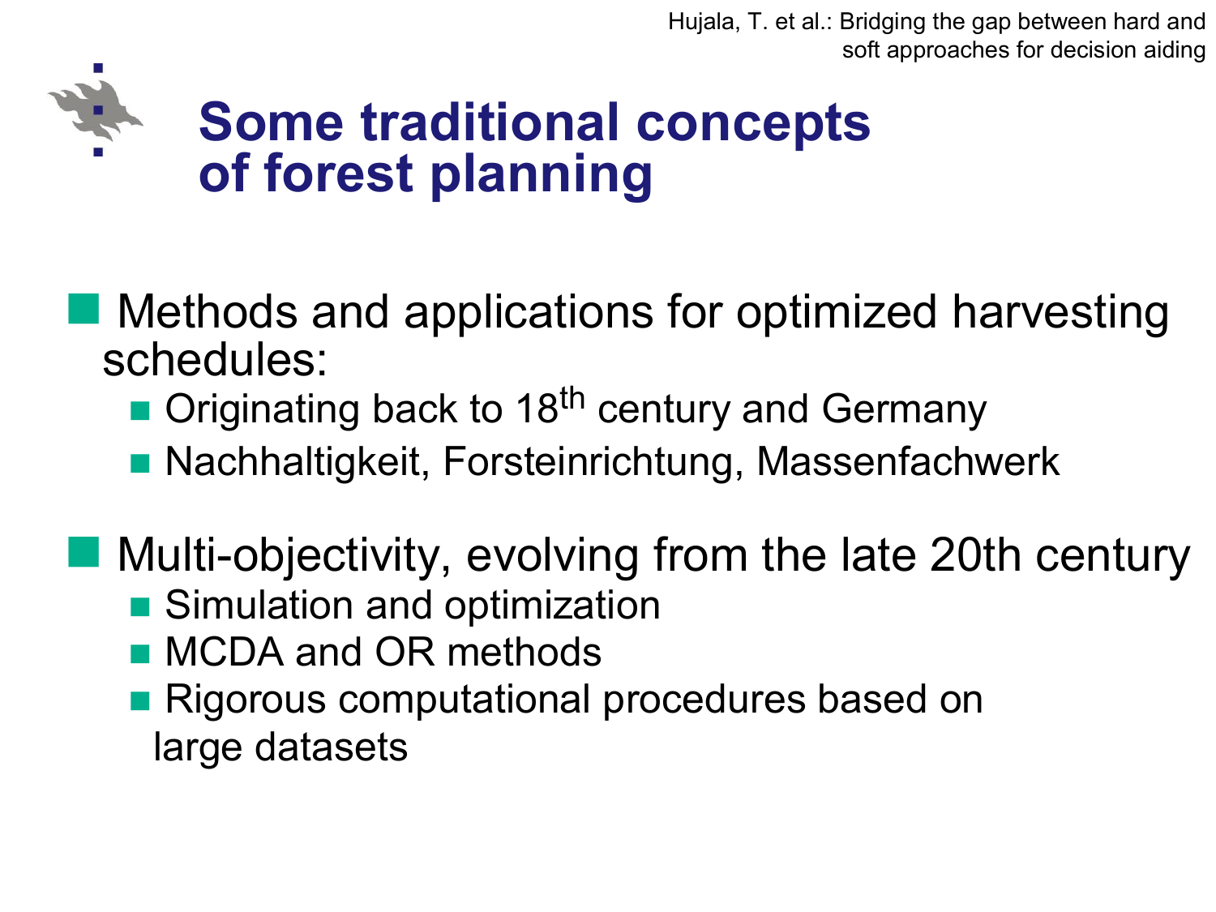# Some traditional concepts of forest planning

- Methods and applications for optimized harvesting schedules:
  - Originating back to 18th century and Germany
  - Nachhaltigkeit, Forsteinrichtung, Massenfachwerk

- Multi-objectivity, evolving from the late 20th century
  - Simulation and optimization
  - MCDA and OR methods
  - Rigorous computational procedures based on large datasets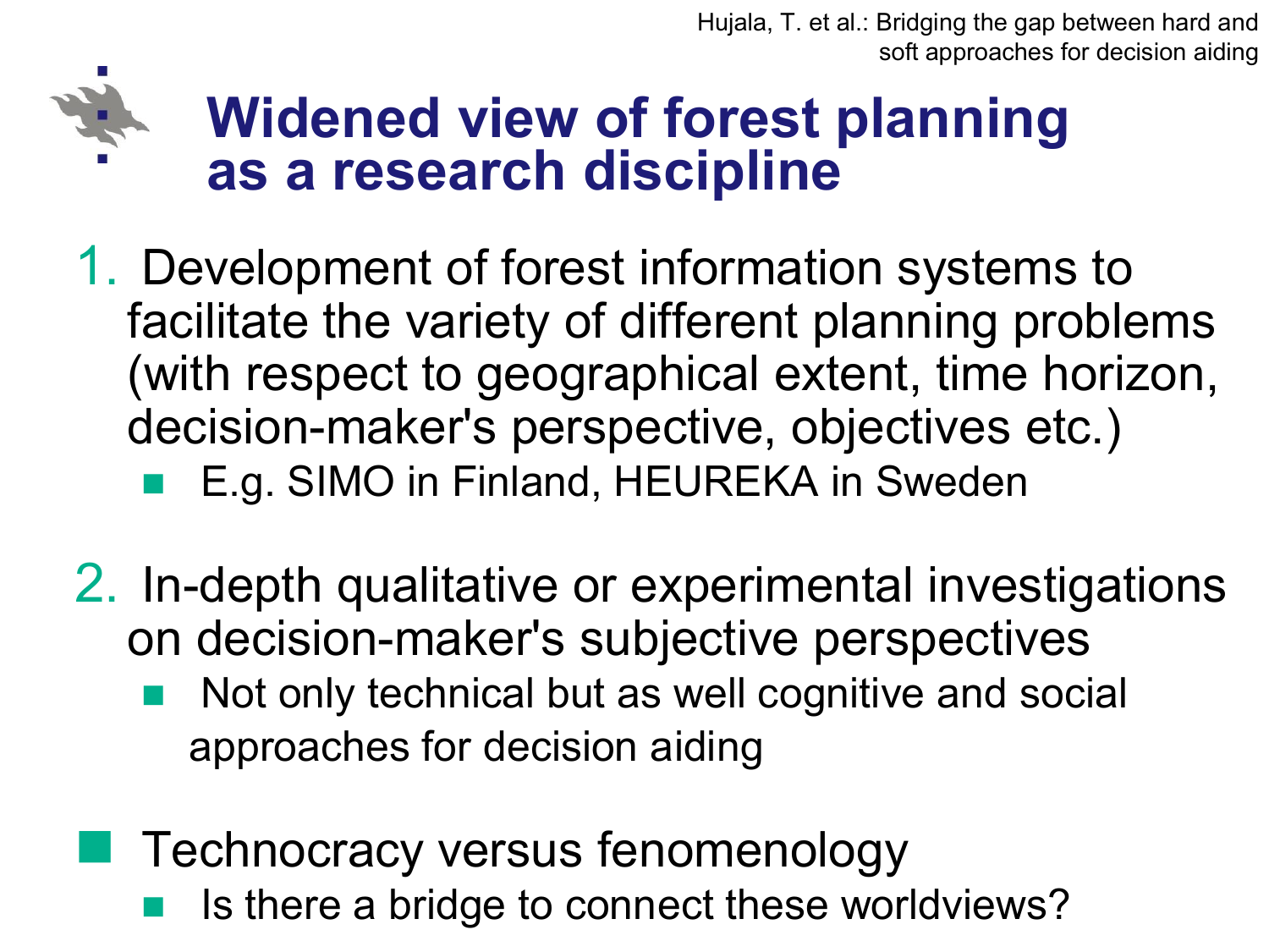# Widened view of forest planning as a research discipline

1. Development of forest information systems to facilitate the variety of different planning problems (with respect to geographical extent, time horizon, decision-maker's perspective, objectives etc.)
   - E.g. SIMO in Finland, HEUREKA in Sweden

2. In-depth qualitative or experimental investigations on decision-maker's subjective perspectives
   - Not only technical but as well cognitive and social approaches for decision aiding

- Technocracy versus fenomenology
  - Is there a bridge to connect these worldviews?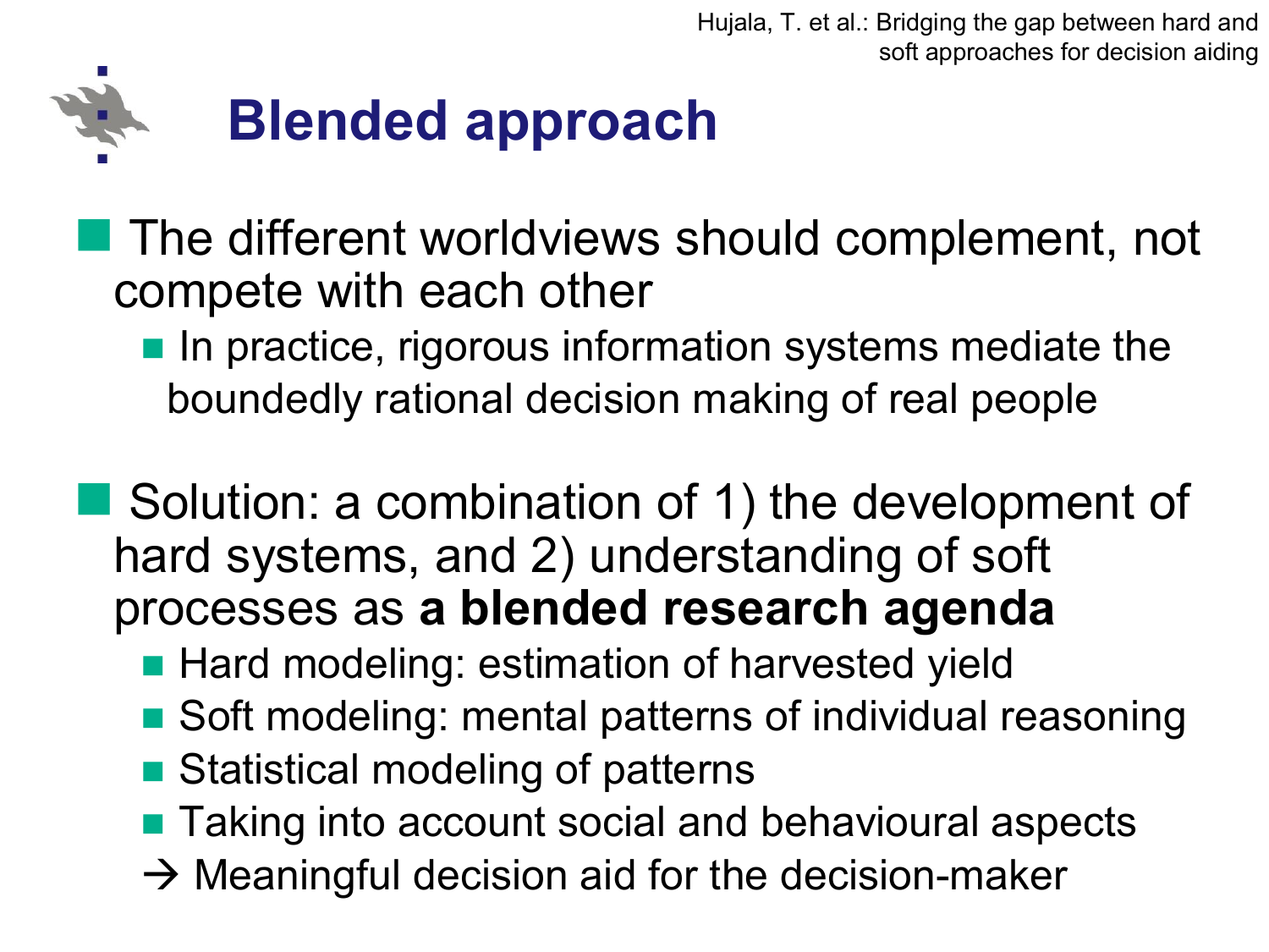# Blended approach

- The different worldviews should complement, not compete with each other
  - In practice, rigorous information systems mediate the boundedly rational decision making of real people

- Solution: a combination of 1) the development of hard systems, and 2) understanding of soft processes as **a blended research agenda**
  - Hard modeling: estimation of harvested yield
  - Soft modeling: mental patterns of individual reasoning
  - Statistical modeling of patterns
  - Taking into account social and behavioural aspects

  → Meaningful decision aid for the decision-maker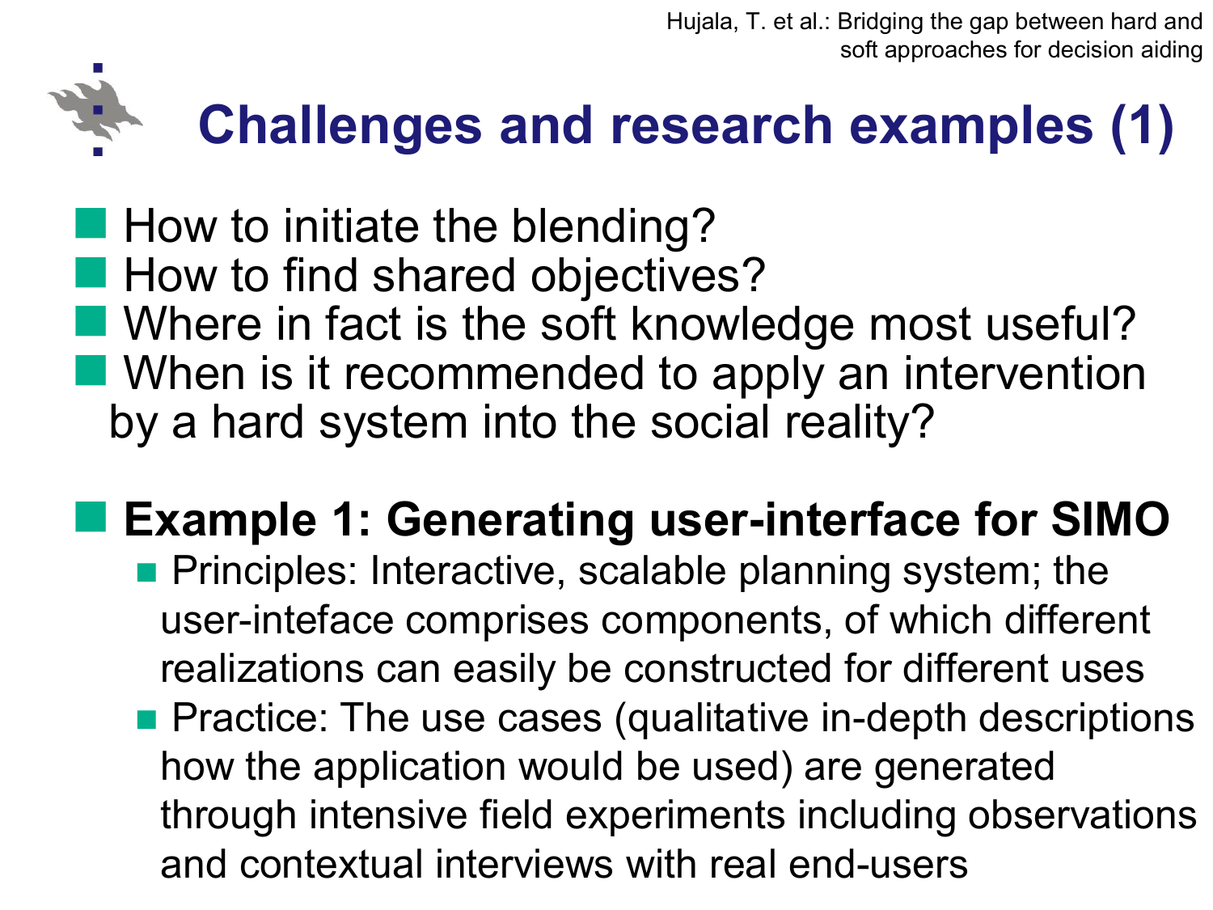# Challenges and research examples (1)

- How to initiate the blending?
- How to find shared objectives?
- Where in fact is the soft knowledge most useful?
- When is it recommended to apply an intervention by a hard system into the social reality?

- **Example 1: Generating user-interface for SIMO**
  - Principles: Interactive, scalable planning system; the user-inteface comprises components, of which different realizations can easily be constructed for different uses
  - Practice: The use cases (qualitative in-depth descriptions how the application would be used) are generated through intensive field experiments including observations and contextual interviews with real end-users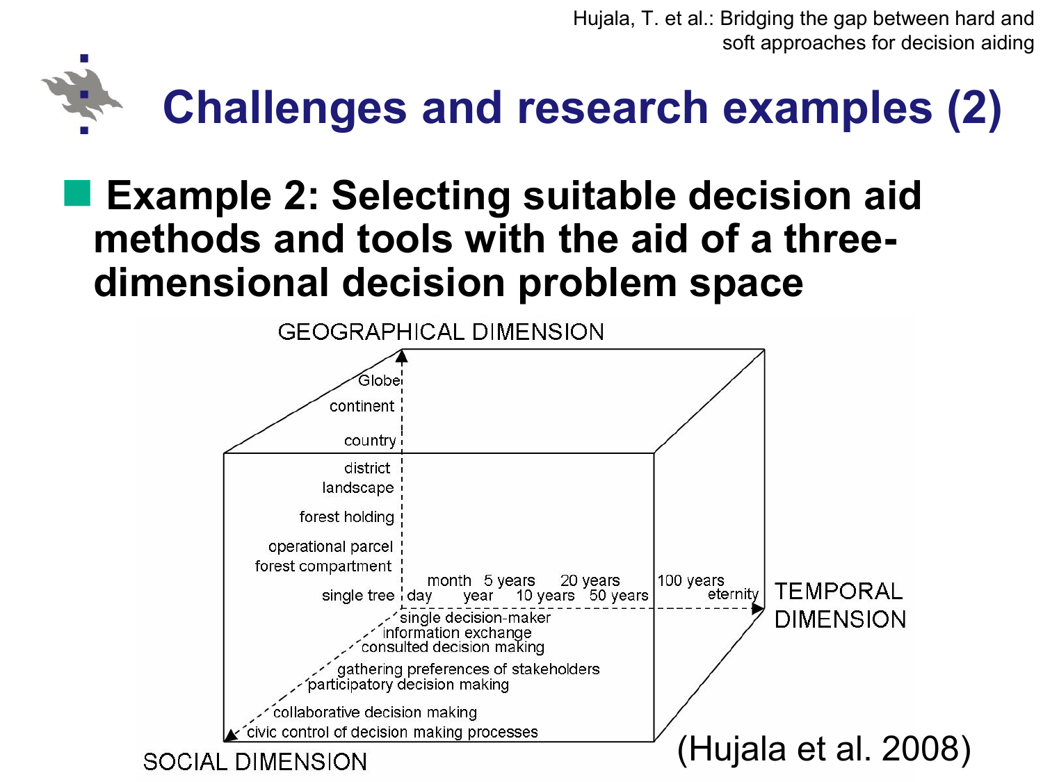# Challenges and research examples (2)

- **Example 2: Selecting suitable decision aid methods and tools with the aid of a three-dimensional decision problem space**

GEOGRAPHICAL DIMENSION

Globe
continent
country
district
landscape
forest holding
operational parcel
forest compartment
single tree

TEMPORAL DIMENSION

day, month, year, 5 years, 10 years, 20 years, 50 years, 100 years, eternity

SOCIAL DIMENSION

single decision-maker
information exchange
consulted decision making
gathering preferences of stakeholders
participatory decision making
collaborative decision making
civic control of decision making processes

(Hujala et al. 2008)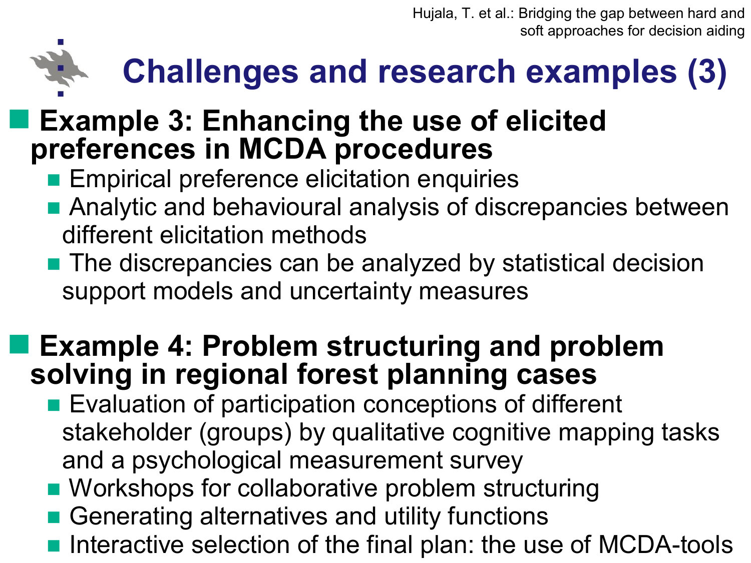# Challenges and research examples (3)

- **Example 3: Enhancing the use of elicited preferences in MCDA procedures**
  - Empirical preference elicitation enquiries
  - Analytic and behavioural analysis of discrepancies between different elicitation methods
  - The discrepancies can be analyzed by statistical decision support models and uncertainty measures

- **Example 4: Problem structuring and problem solving in regional forest planning cases**
  - Evaluation of participation conceptions of different stakeholder (groups) by qualitative cognitive mapping tasks and a psychological measurement survey
  - Workshops for collaborative problem structuring
  - Generating alternatives and utility functions
  - Interactive selection of the final plan: the use of MCDA-tools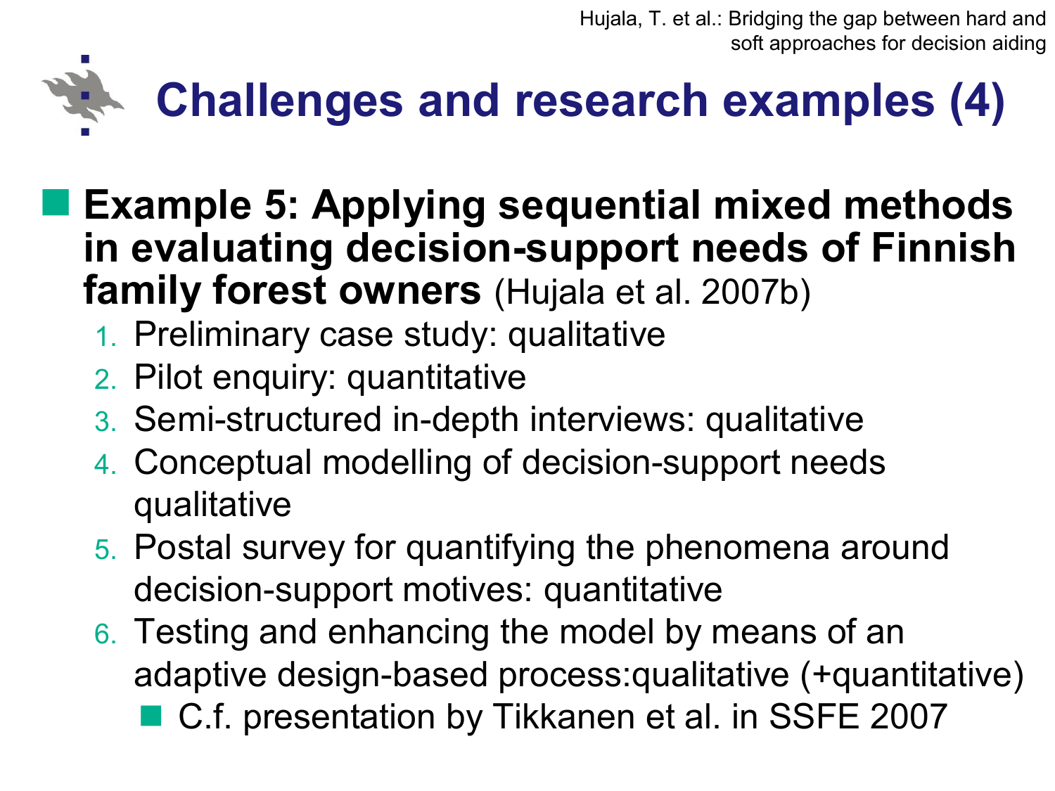# Challenges and research examples (4)

- **Example 5: Applying sequential mixed methods in evaluating decision-support needs of Finnish family forest owners** (Hujala et al. 2007b)
  1. Preliminary case study: qualitative
  2. Pilot enquiry: quantitative
  3. Semi-structured in-depth interviews: qualitative
  4. Conceptual modelling of decision-support needs qualitative
  5. Postal survey for quantifying the phenomena around decision-support motives: quantitative
  6. Testing and enhancing the model by means of an adaptive design-based process:qualitative (+quantitative)
     - C.f. presentation by Tikkanen et al. in SSFE 2007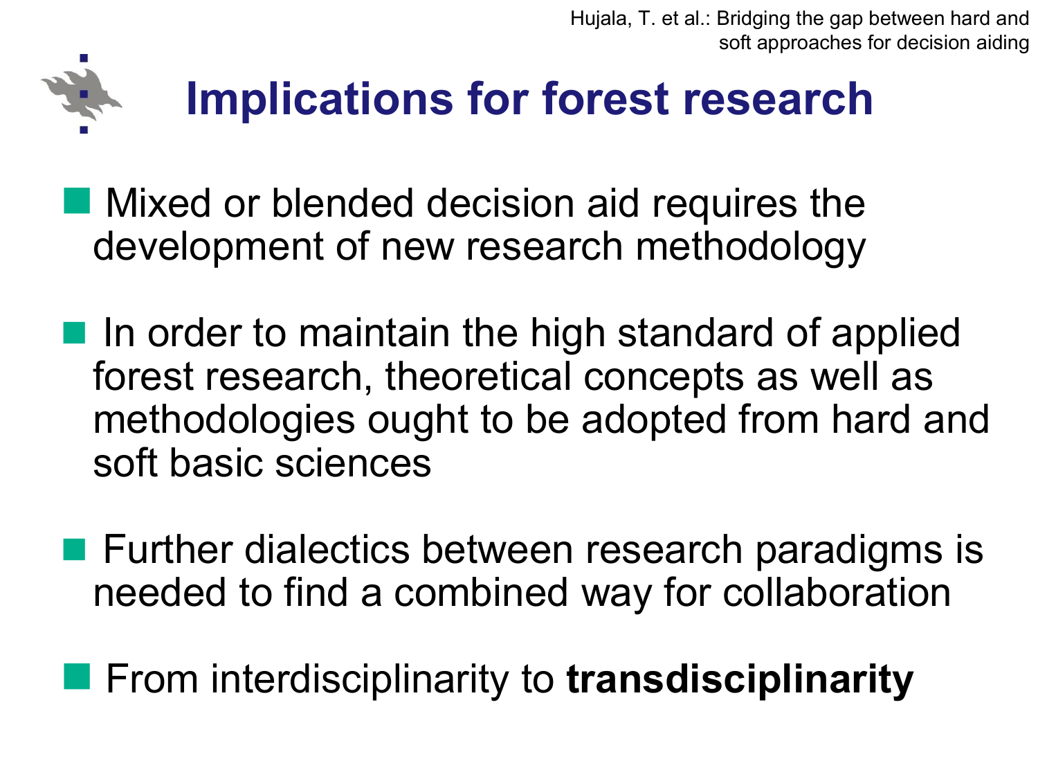# Implications for forest research

- Mixed or blended decision aid requires the development of new research methodology
- In order to maintain the high standard of applied forest research, theoretical concepts as well as methodologies ought to be adopted from hard and soft basic sciences
- Further dialectics between research paradigms is needed to find a combined way for collaboration
- From interdisciplinarity to **transdisciplinarity**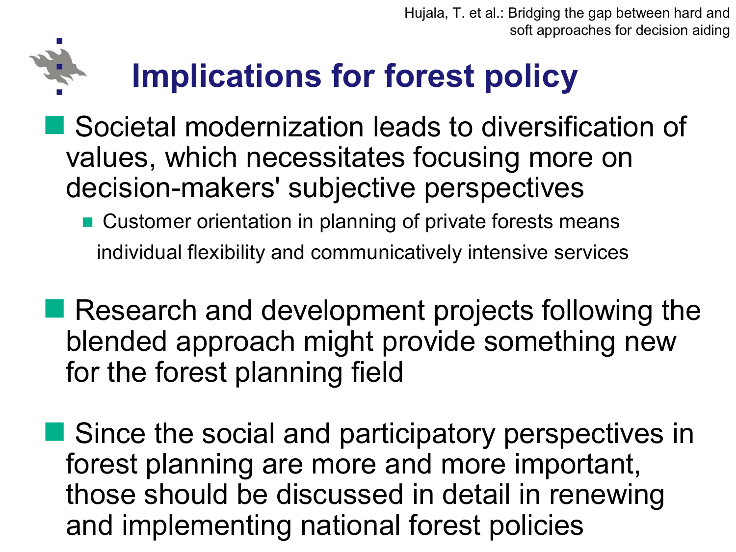# Implications for forest policy

- Societal modernization leads to diversification of values, which necessitates focusing more on decision-makers' subjective perspectives
  - Customer orientation in planning of private forests means individual flexibility and communicatively intensive services
- Research and development projects following the blended approach might provide something new for the forest planning field
- Since the social and participatory perspectives in forest planning are more and more important, those should be discussed in detail in renewing and implementing national forest policies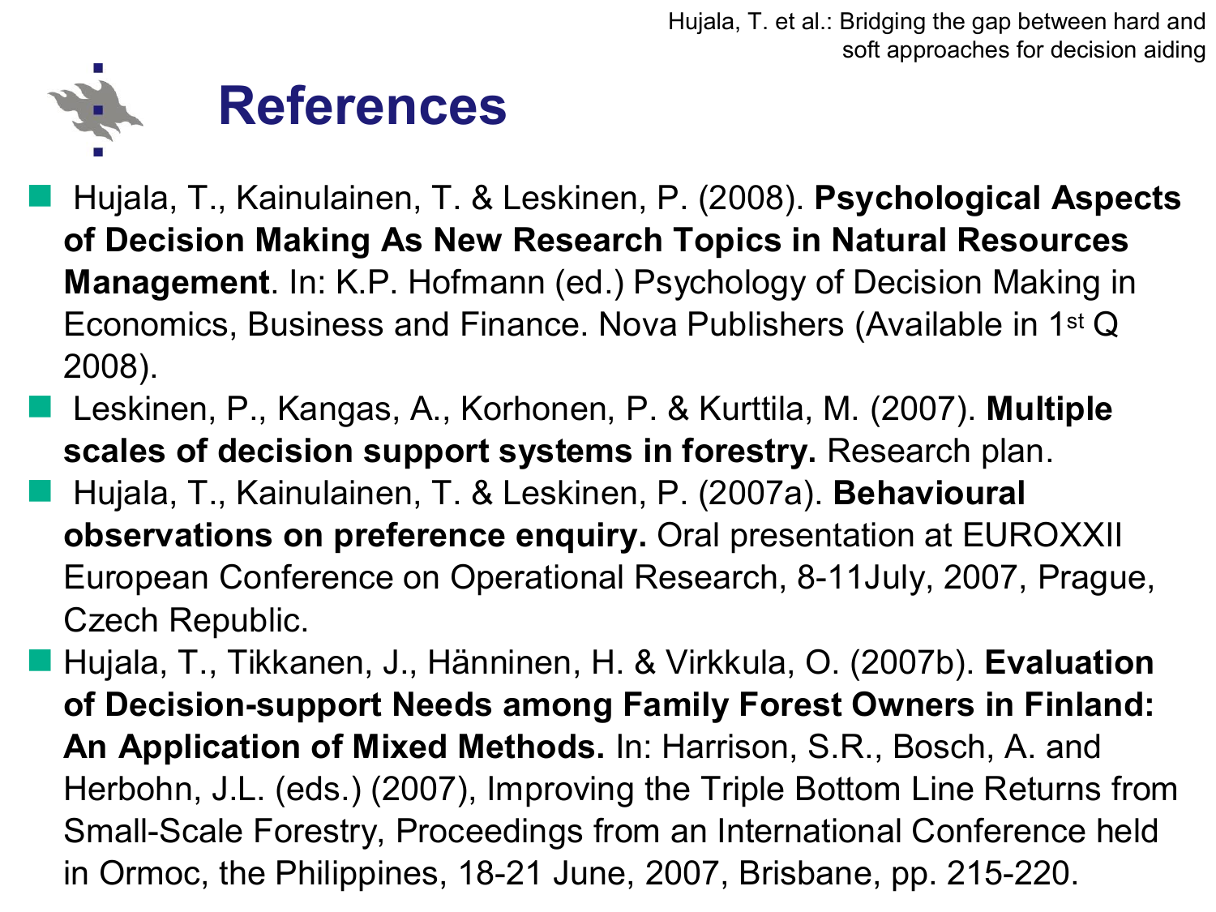# References

- Hujala, T., Kainulainen, T. & Leskinen, P. (2008). **Psychological Aspects of Decision Making As New Research Topics in Natural Resources Management**. In: K.P. Hofmann (ed.) Psychology of Decision Making in Economics, Business and Finance. Nova Publishers (Available in 1st Q 2008).
- Leskinen, P., Kangas, A., Korhonen, P. & Kurttila, M. (2007). **Multiple scales of decision support systems in forestry.** Research plan.
- Hujala, T., Kainulainen, T. & Leskinen, P. (2007a). **Behavioural observations on preference enquiry.** Oral presentation at EUROXXII European Conference on Operational Research, 8-11July, 2007, Prague, Czech Republic.
- Hujala, T., Tikkanen, J., Hänninen, H. & Virkkula, O. (2007b). **Evaluation of Decision-support Needs among Family Forest Owners in Finland: An Application of Mixed Methods.** In: Harrison, S.R., Bosch, A. and Herbohn, J.L. (eds.) (2007), Improving the Triple Bottom Line Returns from Small-Scale Forestry, Proceedings from an International Conference held in Ormoc, the Philippines, 18-21 June, 2007, Brisbane, pp. 215-220.